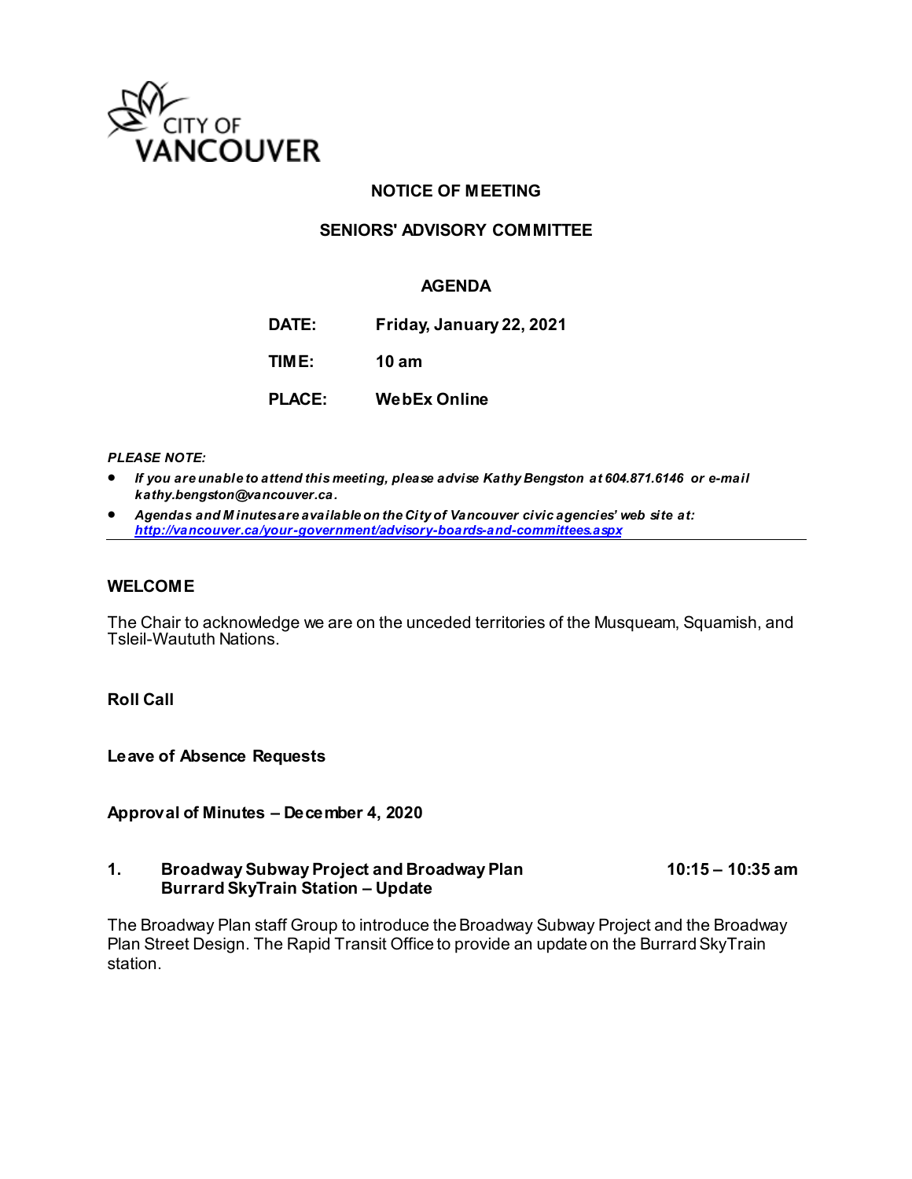CITY OF VANCOUVER

# NOTICE OF MEETING

## SENIORS' ADVISORY COMMITTEE

## AGENDA

**DATE:** Friday, January 22, 2021

**TIME:** 10 am

**PLACE:** WebEx Online

***PLEASE NOTE:***

- ***If you are unable to attend this meeting, please advise Kathy Bengston at 604.871.6146 or e-mail kathy.bengston@vancouver.ca.***
- ***Agendas and Minutes are available on the City of Vancouver civic agencies' web site at: http://vancouver.ca/your-government/advisory-boards-and-committees.aspx***

---

### WELCOME

The Chair to acknowledge we are on the unceded territories of the Musqueam, Squamish, and Tsleil-Waututh Nations.

**Roll Call**

**Leave of Absence Requests**

**Approval of Minutes – December 4, 2020**

**1. Broadway Subway Project and Broadway Plan Burrard SkyTrain Station – Update** **10:15 – 10:35 am**

The Broadway Plan staff Group to introduce the Broadway Subway Project and the Broadway Plan Street Design. The Rapid Transit Office to provide an update on the Burrard SkyTrain station.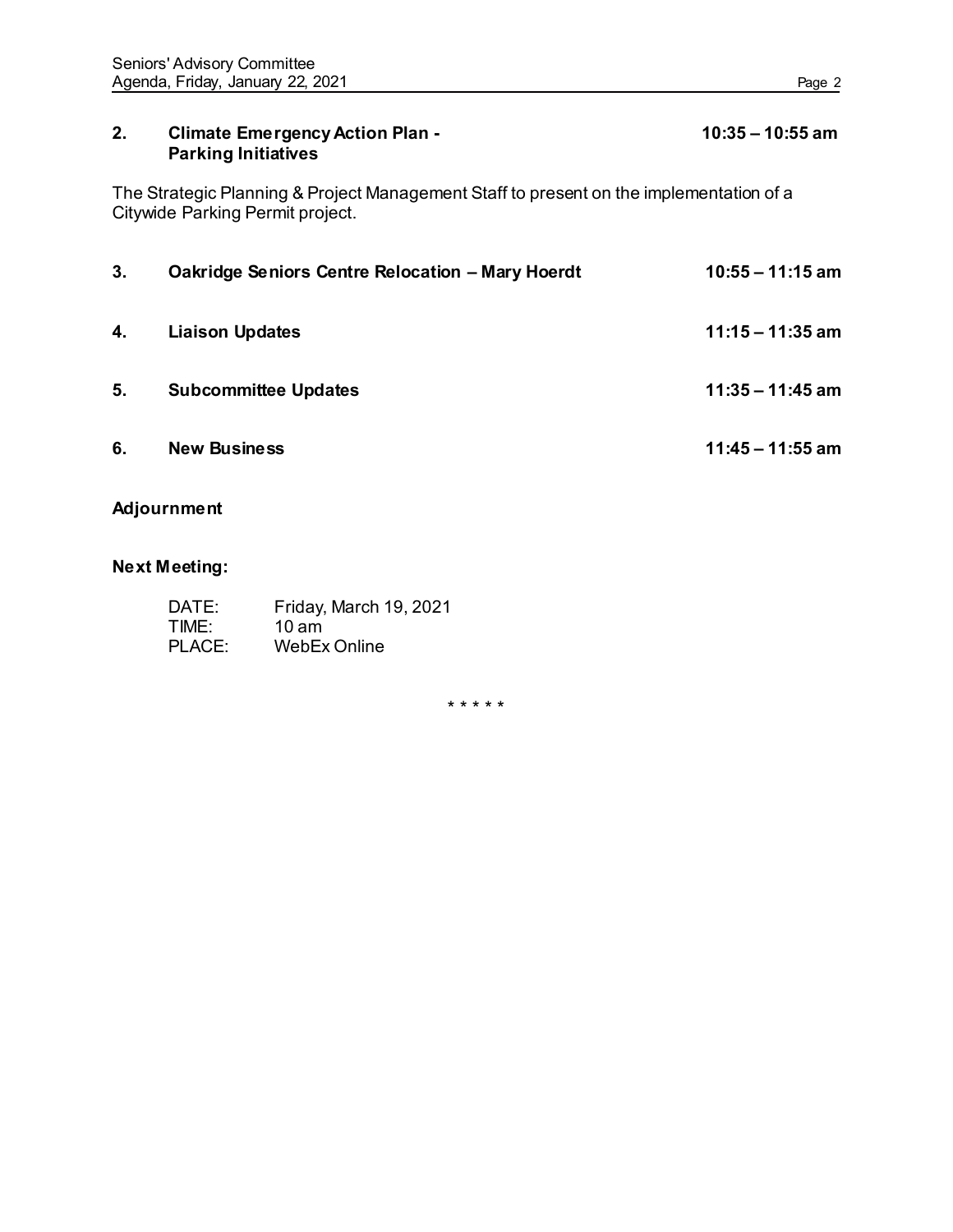**2. Climate Emergency Action Plan - Parking Initiatives** **10:35 – 10:55 am**

The Strategic Planning & Project Management Staff to present on the implementation of a Citywide Parking Permit project.

**3. Oakridge Seniors Centre Relocation – Mary Hoerdt** **10:55 – 11:15 am**

**4. Liaison Updates** **11:15 – 11:35 am**

**5. Subcommittee Updates** **11:35 – 11:45 am**

**6. New Business** **11:45 – 11:55 am**

**Adjournment**

**Next Meeting:**

DATE: Friday, March 19, 2021
TIME: 10 am
PLACE: WebEx Online

* * * * *